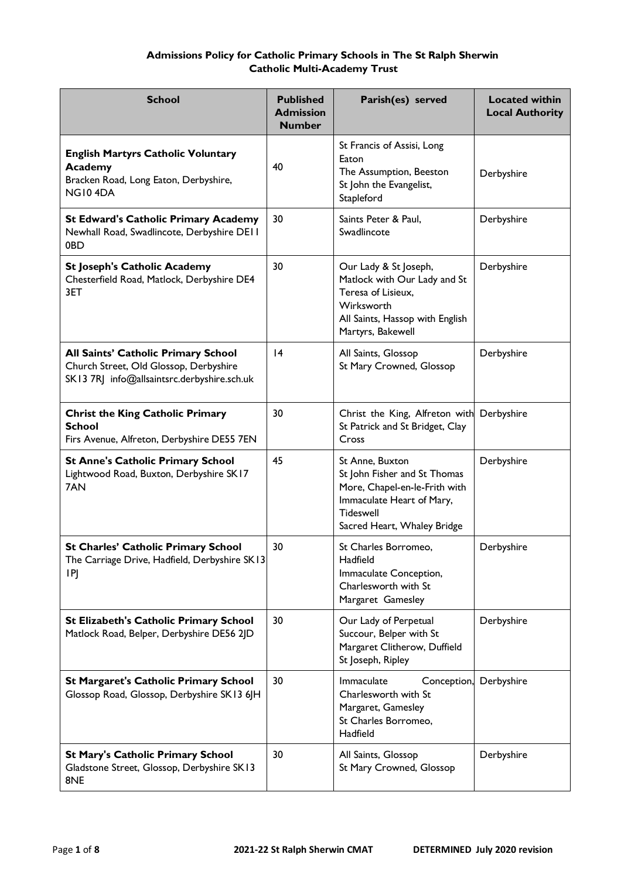# Admissions Policy for Catholic Primary Schools in The St Ralph Sherwin Catholic Multi-Academy Trust

| School | Published Admission Number | Parish(es) served | Located within Local Authority |
|---|---|---|---|
| **English Martyrs Catholic Voluntary Academy**<br>Bracken Road, Long Eaton, Derbyshire, NG10 4DA | 40 | St Francis of Assisi, Long Eaton<br>The Assumption, Beeston<br>St John the Evangelist, Stapleford | Derbyshire |
| **St Edward's Catholic Primary Academy**<br>Newhall Road, Swadlincote, Derbyshire DE11 0BD | 30 | Saints Peter & Paul, Swadlincote | Derbyshire |
| **St Joseph's Catholic Academy**<br>Chesterfield Road, Matlock, Derbyshire DE4 3ET | 30 | Our Lady & St Joseph, Matlock with Our Lady and St Teresa of Lisieux, Wirksworth<br>All Saints, Hassop with English Martyrs, Bakewell | Derbyshire |
| **All Saints' Catholic Primary School**<br>Church Street, Old Glossop, Derbyshire SK13 7RJ info@allsaintsrc.derbyshire.sch.uk | 14 | All Saints, Glossop<br>St Mary Crowned, Glossop | Derbyshire |
| **Christ the King Catholic Primary School**<br>Firs Avenue, Alfreton, Derbyshire DE55 7EN | 30 | Christ the King, Alfreton with St Patrick and St Bridget, Clay Cross | Derbyshire |
| **St Anne's Catholic Primary School**<br>Lightwood Road, Buxton, Derbyshire SK17 7AN | 45 | St Anne, Buxton<br>St John Fisher and St Thomas More, Chapel-en-le-Frith with Immaculate Heart of Mary, Tideswell<br>Sacred Heart, Whaley Bridge | Derbyshire |
| **St Charles' Catholic Primary School**<br>The Carriage Drive, Hadfield, Derbyshire SK13 1PJ | 30 | St Charles Borromeo, Hadfield<br>Immaculate Conception, Charlesworth with St Margaret Gamesley | Derbyshire |
| **St Elizabeth's Catholic Primary School**<br>Matlock Road, Belper, Derbyshire DE56 2JD | 30 | Our Lady of Perpetual Succour, Belper with St Margaret Clitherow, Duffield<br>St Joseph, Ripley | Derbyshire |
| **St Margaret's Catholic Primary School**<br>Glossop Road, Glossop, Derbyshire SK13 6JH | 30 | Immaculate Conception, Charlesworth with St Margaret, Gamesley<br>St Charles Borromeo, Hadfield | Derbyshire |
| **St Mary's Catholic Primary School**<br>Gladstone Street, Glossop, Derbyshire SK13 8NE | 30 | All Saints, Glossop<br>St Mary Crowned, Glossop | Derbyshire |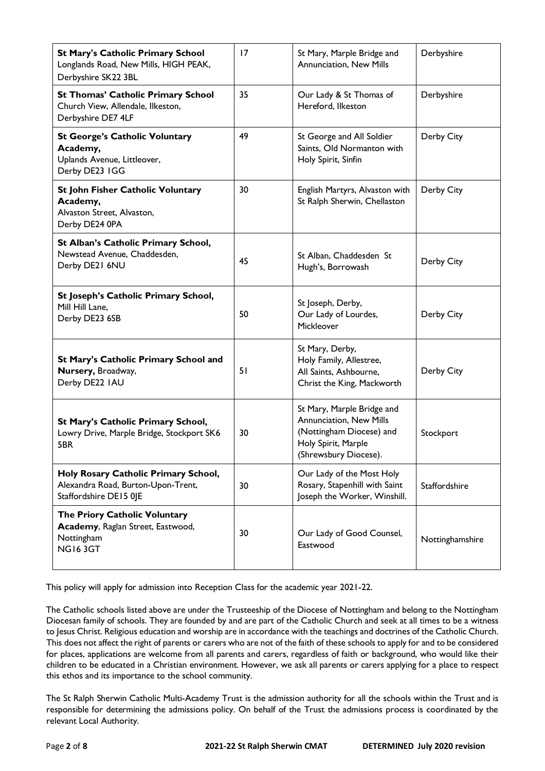| **St Mary's Catholic Primary School** Longlands Road, New Mills, HIGH PEAK, Derbyshire SK22 3BL | 17 | St Mary, Marple Bridge and Annunciation, New Mills | Derbyshire |
|---|---|---|---|
| **St Thomas' Catholic Primary School** Church View, Allendale, Ilkeston, Derbyshire DE7 4LF | 35 | Our Lady & St Thomas of Hereford, Ilkeston | Derbyshire |
| **St George's Catholic Voluntary Academy,** Uplands Avenue, Littleover, Derby DE23 1GG | 49 | St George and All Soldier Saints, Old Normanton with Holy Spirit, Sinfin | Derby City |
| **St John Fisher Catholic Voluntary Academy,** Alvaston Street, Alvaston, Derby DE24 0PA | 30 | English Martyrs, Alvaston with St Ralph Sherwin, Chellaston | Derby City |
| **St Alban's Catholic Primary School,** Newstead Avenue, Chaddesden, Derby DE21 6NU | 45 | St Alban, Chaddesden St Hugh's, Borrowash | Derby City |
| **St Joseph's Catholic Primary School,** Mill Hill Lane, Derby DE23 6SB | 50 | St Joseph, Derby, Our Lady of Lourdes, Mickleover | Derby City |
| **St Mary's Catholic Primary School and Nursery,** Broadway, Derby DE22 1AU | 51 | St Mary, Derby, Holy Family, Allestree, All Saints, Ashbourne, Christ the King, Mackworth | Derby City |
| **St Mary's Catholic Primary School,** Lowry Drive, Marple Bridge, Stockport SK6 5BR | 30 | St Mary, Marple Bridge and Annunciation, New Mills (Nottingham Diocese) and Holy Spirit, Marple (Shrewsbury Diocese). | Stockport |
| **Holy Rosary Catholic Primary School,** Alexandra Road, Burton-Upon-Trent, Staffordshire DE15 0JE | 30 | Our Lady of the Most Holy Rosary, Stapenhill with Saint Joseph the Worker, Winshill. | Staffordshire |
| **The Priory Catholic Voluntary Academy**, Raglan Street, Eastwood, Nottingham NG16 3GT | 30 | Our Lady of Good Counsel, Eastwood | Nottinghamshire |

This policy will apply for admission into Reception Class for the academic year 2021-22.

The Catholic schools listed above are under the Trusteeship of the Diocese of Nottingham and belong to the Nottingham Diocesan family of schools. They are founded by and are part of the Catholic Church and seek at all times to be a witness to Jesus Christ. Religious education and worship are in accordance with the teachings and doctrines of the Catholic Church. This does not affect the right of parents or carers who are not of the faith of these schools to apply for and to be considered for places, applications are welcome from all parents and carers, regardless of faith or background, who would like their children to be educated in a Christian environment. However, we ask all parents or carers applying for a place to respect this ethos and its importance to the school community.

The St Ralph Sherwin Catholic Multi-Academy Trust is the admission authority for all the schools within the Trust and is responsible for determining the admissions policy. On behalf of the Trust the admissions process is coordinated by the relevant Local Authority.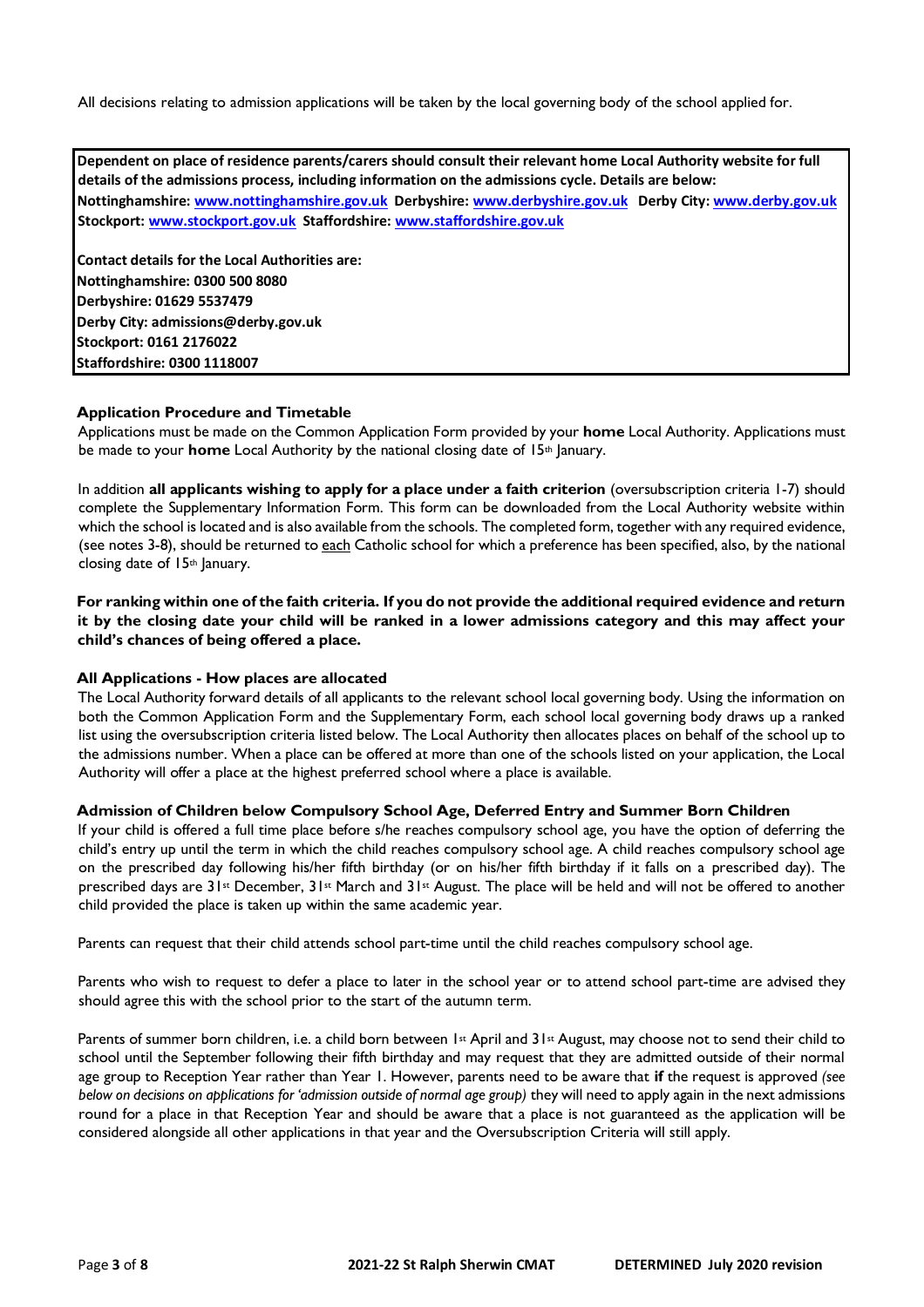All decisions relating to admission applications will be taken by the local governing body of the school applied for.

**Dependent on place of residence parents/carers should consult their relevant home Local Authority website for full details of the admissions process, including information on the admissions cycle. Details are below:**
**Nottinghamshire: www.nottinghamshire.gov.uk Derbyshire: www.derbyshire.gov.uk Derby City: www.derby.gov.uk**
**Stockport: www.stockport.gov.uk Staffordshire: www.staffordshire.gov.uk**

**Contact details for the Local Authorities are:**
**Nottinghamshire: 0300 500 8080**
**Derbyshire: 01629 5537479**
**Derby City: admissions@derby.gov.uk**
**Stockport: 0161 2176022**
**Staffordshire: 0300 1118007**

### Application Procedure and Timetable

Applications must be made on the Common Application Form provided by your **home** Local Authority. Applications must be made to your **home** Local Authority by the national closing date of 15th January.

In addition **all applicants wishing to apply for a place under a faith criterion** (oversubscription criteria 1-7) should complete the Supplementary Information Form. This form can be downloaded from the Local Authority website within which the school is located and is also available from the schools. The completed form, together with any required evidence, (see notes 3-8), should be returned to each Catholic school for which a preference has been specified, also, by the national closing date of 15th January.

**For ranking within one of the faith criteria. If you do not provide the additional required evidence and return it by the closing date your child will be ranked in a lower admissions category and this may affect your child's chances of being offered a place.**

### All Applications - How places are allocated

The Local Authority forward details of all applicants to the relevant school local governing body. Using the information on both the Common Application Form and the Supplementary Form, each school local governing body draws up a ranked list using the oversubscription criteria listed below. The Local Authority then allocates places on behalf of the school up to the admissions number. When a place can be offered at more than one of the schools listed on your application, the Local Authority will offer a place at the highest preferred school where a place is available.

### Admission of Children below Compulsory School Age, Deferred Entry and Summer Born Children

If your child is offered a full time place before s/he reaches compulsory school age, you have the option of deferring the child's entry up until the term in which the child reaches compulsory school age. A child reaches compulsory school age on the prescribed day following his/her fifth birthday (or on his/her fifth birthday if it falls on a prescribed day). The prescribed days are 31st December, 31st March and 31st August. The place will be held and will not be offered to another child provided the place is taken up within the same academic year.

Parents can request that their child attends school part-time until the child reaches compulsory school age.

Parents who wish to request to defer a place to later in the school year or to attend school part-time are advised they should agree this with the school prior to the start of the autumn term.

Parents of summer born children, i.e. a child born between 1st April and 31st August, may choose not to send their child to school until the September following their fifth birthday and may request that they are admitted outside of their normal age group to Reception Year rather than Year 1. However, parents need to be aware that **if** the request is approved *(see below on decisions on applications for 'admission outside of normal age group)* they will need to apply again in the next admissions round for a place in that Reception Year and should be aware that a place is not guaranteed as the application will be considered alongside all other applications in that year and the Oversubscription Criteria will still apply.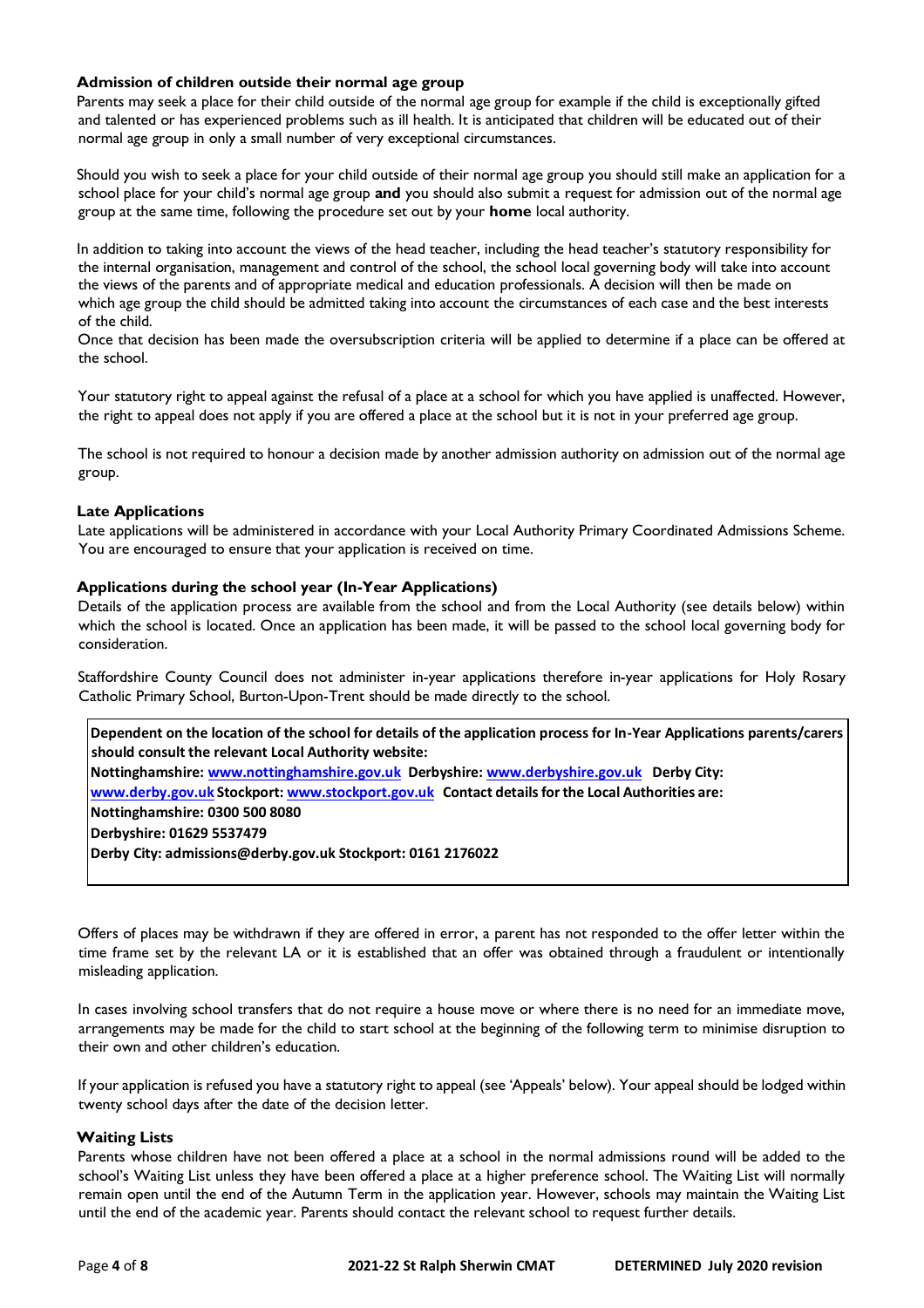**Admission of children outside their normal age group**

Parents may seek a place for their child outside of the normal age group for example if the child is exceptionally gifted and talented or has experienced problems such as ill health. It is anticipated that children will be educated out of their normal age group in only a small number of very exceptional circumstances.

Should you wish to seek a place for your child outside of their normal age group you should still make an application for a school place for your child's normal age group **and** you should also submit a request for admission out of the normal age group at the same time, following the procedure set out by your **home** local authority.

In addition to taking into account the views of the head teacher, including the head teacher's statutory responsibility for the internal organisation, management and control of the school, the school local governing body will take into account the views of the parents and of appropriate medical and education professionals. A decision will then be made on which age group the child should be admitted taking into account the circumstances of each case and the best interests of the child.

Once that decision has been made the oversubscription criteria will be applied to determine if a place can be offered at the school.

Your statutory right to appeal against the refusal of a place at a school for which you have applied is unaffected. However, the right to appeal does not apply if you are offered a place at the school but it is not in your preferred age group.

The school is not required to honour a decision made by another admission authority on admission out of the normal age group.

**Late Applications**

Late applications will be administered in accordance with your Local Authority Primary Coordinated Admissions Scheme. You are encouraged to ensure that your application is received on time.

**Applications during the school year (In-Year Applications)**

Details of the application process are available from the school and from the Local Authority (see details below) within which the school is located. Once an application has been made, it will be passed to the school local governing body for consideration.

Staffordshire County Council does not administer in-year applications therefore in-year applications for Holy Rosary Catholic Primary School, Burton-Upon-Trent should be made directly to the school.

**Dependent on the location of the school for details of the application process for In-Year Applications parents/carers should consult the relevant Local Authority website:**
**Nottinghamshire: www.nottinghamshire.gov.uk Derbyshire: www.derbyshire.gov.uk Derby City: www.derby.gov.uk Stockport: www.stockport.gov.uk Contact details for the Local Authorities are:**
**Nottinghamshire: 0300 500 8080**
**Derbyshire: 01629 5537479**
**Derby City: admissions@derby.gov.uk Stockport: 0161 2176022**

Offers of places may be withdrawn if they are offered in error, a parent has not responded to the offer letter within the time frame set by the relevant LA or it is established that an offer was obtained through a fraudulent or intentionally misleading application.

In cases involving school transfers that do not require a house move or where there is no need for an immediate move, arrangements may be made for the child to start school at the beginning of the following term to minimise disruption to their own and other children's education.

If your application is refused you have a statutory right to appeal (see 'Appeals' below). Your appeal should be lodged within twenty school days after the date of the decision letter.

**Waiting Lists**

Parents whose children have not been offered a place at a school in the normal admissions round will be added to the school's Waiting List unless they have been offered a place at a higher preference school. The Waiting List will normally remain open until the end of the Autumn Term in the application year. However, schools may maintain the Waiting List until the end of the academic year. Parents should contact the relevant school to request further details.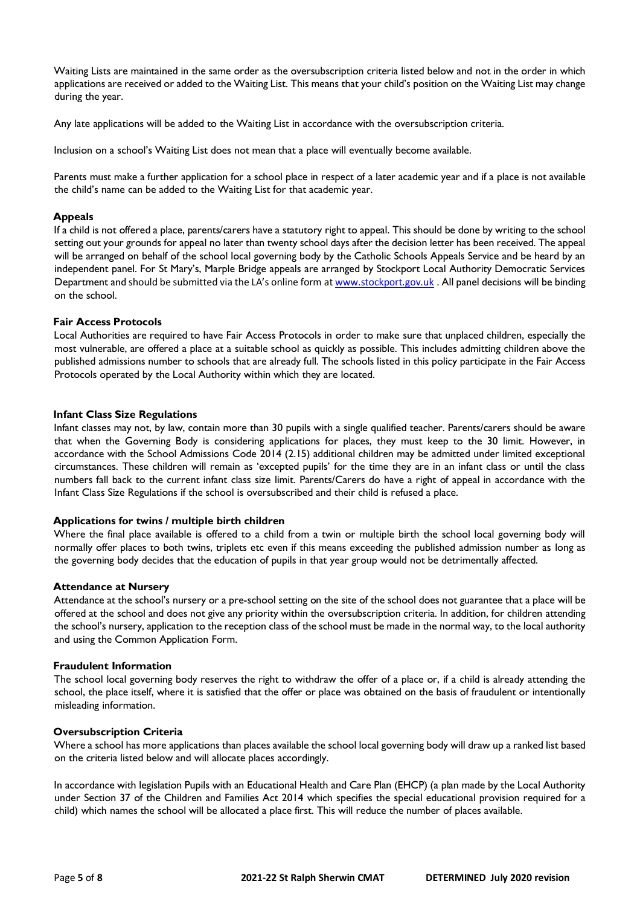Waiting Lists are maintained in the same order as the oversubscription criteria listed below and not in the order in which applications are received or added to the Waiting List. This means that your child's position on the Waiting List may change during the year.

Any late applications will be added to the Waiting List in accordance with the oversubscription criteria.

Inclusion on a school's Waiting List does not mean that a place will eventually become available.

Parents must make a further application for a school place in respect of a later academic year and if a place is not available the child's name can be added to the Waiting List for that academic year.

### Appeals

If a child is not offered a place, parents/carers have a statutory right to appeal. This should be done by writing to the school setting out your grounds for appeal no later than twenty school days after the decision letter has been received. The appeal will be arranged on behalf of the school local governing body by the Catholic Schools Appeals Service and be heard by an independent panel. For St Mary's, Marple Bridge appeals are arranged by Stockport Local Authority Democratic Services Department and should be submitted via the LA's online form at [www.stockport.gov.uk](www.stockport.gov.uk) . All panel decisions will be binding on the school.

### Fair Access Protocols

Local Authorities are required to have Fair Access Protocols in order to make sure that unplaced children, especially the most vulnerable, are offered a place at a suitable school as quickly as possible. This includes admitting children above the published admissions number to schools that are already full. The schools listed in this policy participate in the Fair Access Protocols operated by the Local Authority within which they are located.

### Infant Class Size Regulations

Infant classes may not, by law, contain more than 30 pupils with a single qualified teacher. Parents/carers should be aware that when the Governing Body is considering applications for places, they must keep to the 30 limit. However, in accordance with the School Admissions Code 2014 (2.15) additional children may be admitted under limited exceptional circumstances. These children will remain as 'excepted pupils' for the time they are in an infant class or until the class numbers fall back to the current infant class size limit. Parents/Carers do have a right of appeal in accordance with the Infant Class Size Regulations if the school is oversubscribed and their child is refused a place.

### Applications for twins / multiple birth children

Where the final place available is offered to a child from a twin or multiple birth the school local governing body will normally offer places to both twins, triplets etc even if this means exceeding the published admission number as long as the governing body decides that the education of pupils in that year group would not be detrimentally affected.

### Attendance at Nursery

Attendance at the school's nursery or a pre-school setting on the site of the school does not guarantee that a place will be offered at the school and does not give any priority within the oversubscription criteria. In addition, for children attending the school's nursery, application to the reception class of the school must be made in the normal way, to the local authority and using the Common Application Form.

### Fraudulent Information

The school local governing body reserves the right to withdraw the offer of a place or, if a child is already attending the school, the place itself, where it is satisfied that the offer or place was obtained on the basis of fraudulent or intentionally misleading information.

### Oversubscription Criteria

Where a school has more applications than places available the school local governing body will draw up a ranked list based on the criteria listed below and will allocate places accordingly.

In accordance with legislation Pupils with an Educational Health and Care Plan (EHCP) (a plan made by the Local Authority under Section 37 of the Children and Families Act 2014 which specifies the special educational provision required for a child) which names the school will be allocated a place first. This will reduce the number of places available.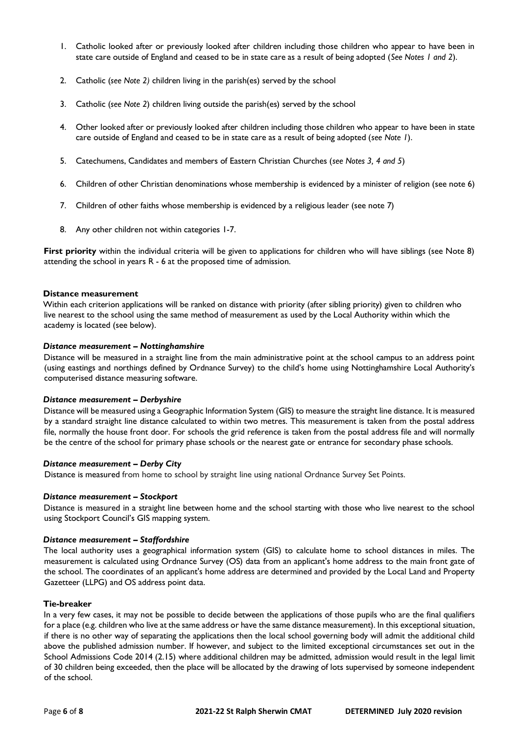1. Catholic looked after or previously looked after children including those children who appear to have been in state care outside of England and ceased to be in state care as a result of being adopted (*See Notes 1 and 2*).

2. Catholic (*see Note 2)* children living in the parish(es) served by the school

3. Catholic (*see Note 2*) children living outside the parish(es) served by the school

4. Other looked after or previously looked after children including those children who appear to have been in state care outside of England and ceased to be in state care as a result of being adopted (*see Note 1*).

5. Catechumens, Candidates and members of Eastern Christian Churches (*see Notes 3, 4 and 5*)

6. Children of other Christian denominations whose membership is evidenced by a minister of religion (see note 6)

7. Children of other faiths whose membership is evidenced by a religious leader (see note 7)

8. Any other children not within categories 1-7.

**First priority** within the individual criteria will be given to applications for children who will have siblings (see Note 8) attending the school in years R - 6 at the proposed time of admission.

**Distance measurement**

Within each criterion applications will be ranked on distance with priority (after sibling priority) given to children who live nearest to the school using the same method of measurement as used by the Local Authority within which the academy is located (see below).

***Distance measurement – Nottinghamshire***

Distance will be measured in a straight line from the main administrative point at the school campus to an address point (using eastings and northings defined by Ordnance Survey) to the child's home using Nottinghamshire Local Authority's computerised distance measuring software.

***Distance measurement – Derbyshire***

Distance will be measured using a Geographic Information System (GIS) to measure the straight line distance. It is measured by a standard straight line distance calculated to within two metres. This measurement is taken from the postal address file, normally the house front door. For schools the grid reference is taken from the postal address file and will normally be the centre of the school for primary phase schools or the nearest gate or entrance for secondary phase schools.

***Distance measurement – Derby City***

Distance is measured from home to school by straight line using national Ordnance Survey Set Points.

***Distance measurement – Stockport***

Distance is measured in a straight line between home and the school starting with those who live nearest to the school using Stockport Council's GIS mapping system.

***Distance measurement – Staffordshire***

The local authority uses a geographical information system (GIS) to calculate home to school distances in miles. The measurement is calculated using Ordnance Survey (OS) data from an applicant's home address to the main front gate of the school. The coordinates of an applicant's home address are determined and provided by the Local Land and Property Gazetteer (LLPG) and OS address point data.

**Tie-breaker**

In a very few cases, it may not be possible to decide between the applications of those pupils who are the final qualifiers for a place (e.g. children who live at the same address or have the same distance measurement). In this exceptional situation, if there is no other way of separating the applications then the local school governing body will admit the additional child above the published admission number. If however, and subject to the limited exceptional circumstances set out in the School Admissions Code 2014 (2.15) where additional children may be admitted, admission would result in the legal limit of 30 children being exceeded, then the place will be allocated by the drawing of lots supervised by someone independent of the school.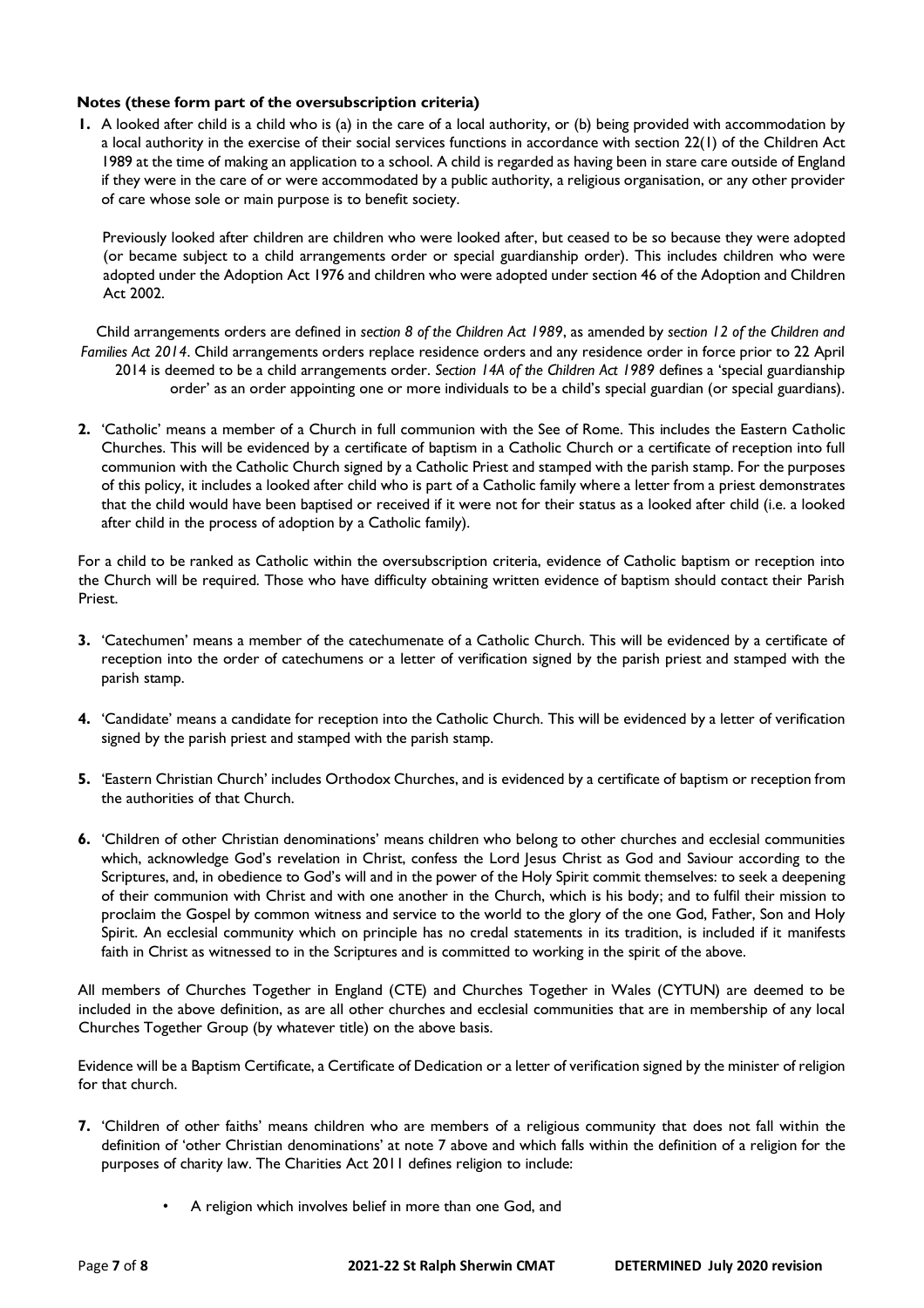**Notes (these form part of the oversubscription criteria)**

**1.** A looked after child is a child who is (a) in the care of a local authority, or (b) being provided with accommodation by a local authority in the exercise of their social services functions in accordance with section 22(1) of the Children Act 1989 at the time of making an application to a school. A child is regarded as having been in stare care outside of England if they were in the care of or were accommodated by a public authority, a religious organisation, or any other provider of care whose sole or main purpose is to benefit society.

Previously looked after children are children who were looked after, but ceased to be so because they were adopted (or became subject to a child arrangements order or special guardianship order). This includes children who were adopted under the Adoption Act 1976 and children who were adopted under section 46 of the Adoption and Children Act 2002.

Child arrangements orders are defined in *section 8 of the Children Act 1989*, as amended by *section 12 of the Children and Families Act 2014*. Child arrangements orders replace residence orders and any residence order in force prior to 22 April 2014 is deemed to be a child arrangements order. *Section 14A of the Children Act 1989* defines a 'special guardianship order' as an order appointing one or more individuals to be a child's special guardian (or special guardians).

**2.** 'Catholic' means a member of a Church in full communion with the See of Rome. This includes the Eastern Catholic Churches. This will be evidenced by a certificate of baptism in a Catholic Church or a certificate of reception into full communion with the Catholic Church signed by a Catholic Priest and stamped with the parish stamp. For the purposes of this policy, it includes a looked after child who is part of a Catholic family where a letter from a priest demonstrates that the child would have been baptised or received if it were not for their status as a looked after child (i.e. a looked after child in the process of adoption by a Catholic family).

For a child to be ranked as Catholic within the oversubscription criteria, evidence of Catholic baptism or reception into the Church will be required. Those who have difficulty obtaining written evidence of baptism should contact their Parish Priest.

**3.** 'Catechumen' means a member of the catechumenate of a Catholic Church. This will be evidenced by a certificate of reception into the order of catechumens or a letter of verification signed by the parish priest and stamped with the parish stamp.

**4.** 'Candidate' means a candidate for reception into the Catholic Church. This will be evidenced by a letter of verification signed by the parish priest and stamped with the parish stamp.

**5.** 'Eastern Christian Church' includes Orthodox Churches, and is evidenced by a certificate of baptism or reception from the authorities of that Church.

**6.** 'Children of other Christian denominations' means children who belong to other churches and ecclesial communities which, acknowledge God's revelation in Christ, confess the Lord Jesus Christ as God and Saviour according to the Scriptures, and, in obedience to God's will and in the power of the Holy Spirit commit themselves: to seek a deepening of their communion with Christ and with one another in the Church, which is his body; and to fulfil their mission to proclaim the Gospel by common witness and service to the world to the glory of the one God, Father, Son and Holy Spirit. An ecclesial community which on principle has no credal statements in its tradition, is included if it manifests faith in Christ as witnessed to in the Scriptures and is committed to working in the spirit of the above.

All members of Churches Together in England (CTE) and Churches Together in Wales (CYTUN) are deemed to be included in the above definition, as are all other churches and ecclesial communities that are in membership of any local Churches Together Group (by whatever title) on the above basis.

Evidence will be a Baptism Certificate, a Certificate of Dedication or a letter of verification signed by the minister of religion for that church.

**7.** 'Children of other faiths' means children who are members of a religious community that does not fall within the definition of 'other Christian denominations' at note 7 above and which falls within the definition of a religion for the purposes of charity law. The Charities Act 2011 defines religion to include:

- A religion which involves belief in more than one God, and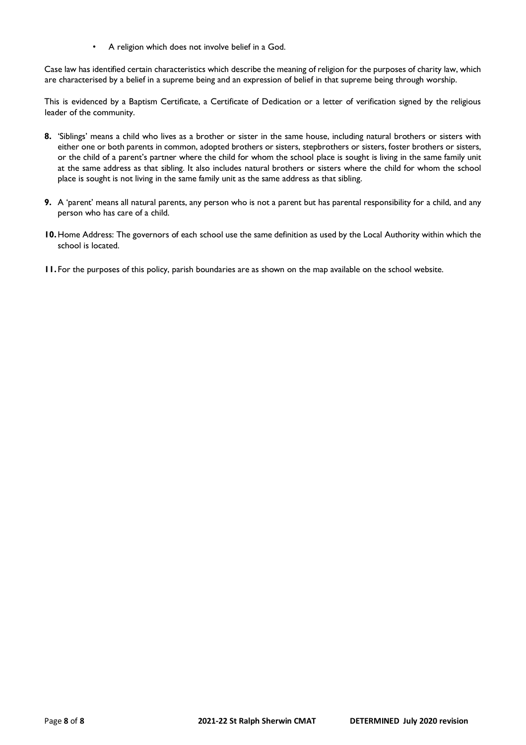- A religion which does not involve belief in a God.

Case law has identified certain characteristics which describe the meaning of religion for the purposes of charity law, which are characterised by a belief in a supreme being and an expression of belief in that supreme being through worship.

This is evidenced by a Baptism Certificate, a Certificate of Dedication or a letter of verification signed by the religious leader of the community.

**8.** 'Siblings' means a child who lives as a brother or sister in the same house, including natural brothers or sisters with either one or both parents in common, adopted brothers or sisters, stepbrothers or sisters, foster brothers or sisters, or the child of a parent's partner where the child for whom the school place is sought is living in the same family unit at the same address as that sibling. It also includes natural brothers or sisters where the child for whom the school place is sought is not living in the same family unit as the same address as that sibling.

**9.** A 'parent' means all natural parents, any person who is not a parent but has parental responsibility for a child, and any person who has care of a child.

**10.** Home Address: The governors of each school use the same definition as used by the Local Authority within which the school is located.

**11.** For the purposes of this policy, parish boundaries are as shown on the map available on the school website.